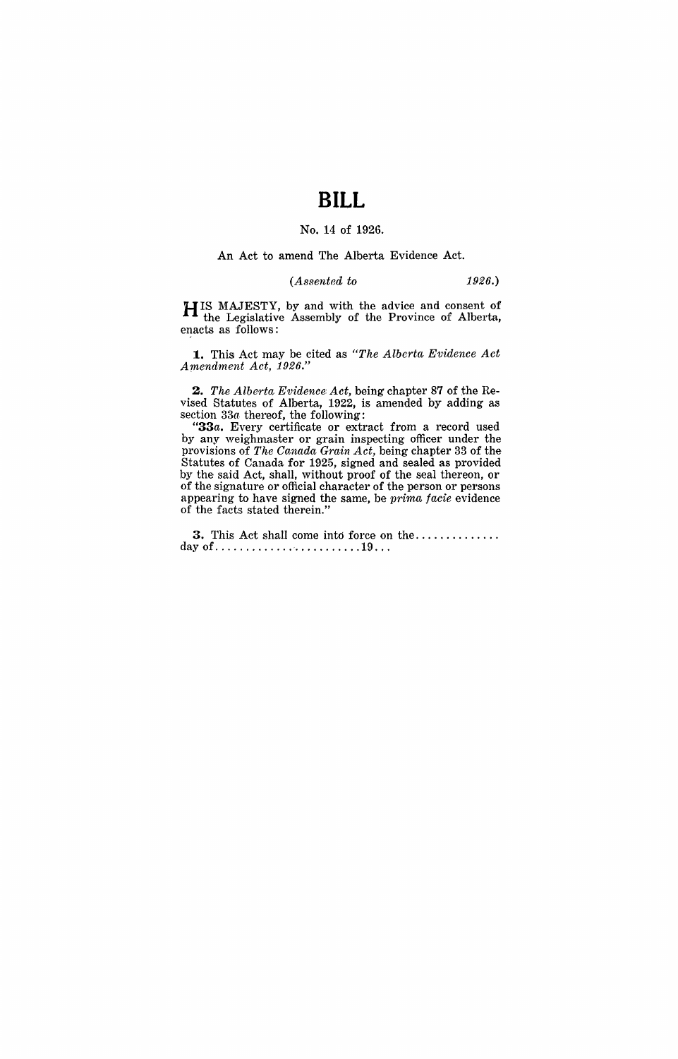# BILL

No. 14 of 1926.

An Act to amend The Alberta Evidence Act.

*(Assented to 1926.)*

HIS MAJESTY, by and with the advice and consent of the Legislative Assembly of the Province of Alberta, enacts as follows:

**1.** This Act may be cited as *"The Alberta Evidence Act Amendment Act, 1926."*

**2.** *The Alberta Evidence Act*, being chapter 87 of the Revised Statutes of Alberta, 1922, is amended by adding as section 33*a* thereof, the following:

"**33*a*.** Every certificate or extract from a record used by any weighmaster or grain inspecting officer under the provisions of *The Canada Grain Act*, being chapter 33 of the Statutes of Canada for 1925, signed and sealed as provided by the said Act, shall, without proof of the seal thereon, or of the signature or official character of the person or persons appearing to have signed the same, be *prima facie* evidence of the facts stated therein."

**3.** This Act shall come into force on the.............. day of.........................19...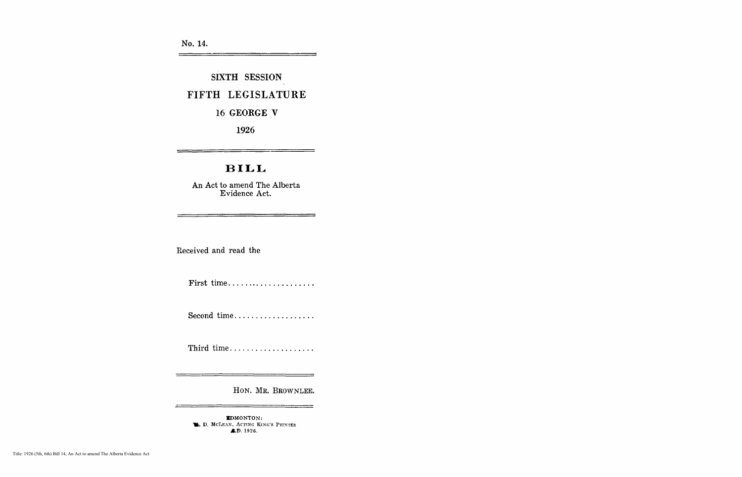No. 14.

SIXTH SESSION

FIFTH LEGISLATURE

16 GEORGE V

1926

# BILL

An Act to amend The Alberta Evidence Act.

Received and read the

First time....................

Second time..................

Third time...................

HON. MR. BROWNLEE.

EDMONTON:
W. D. MCLEAN, ACTING KING'S PRINTER
A.D. 1926.